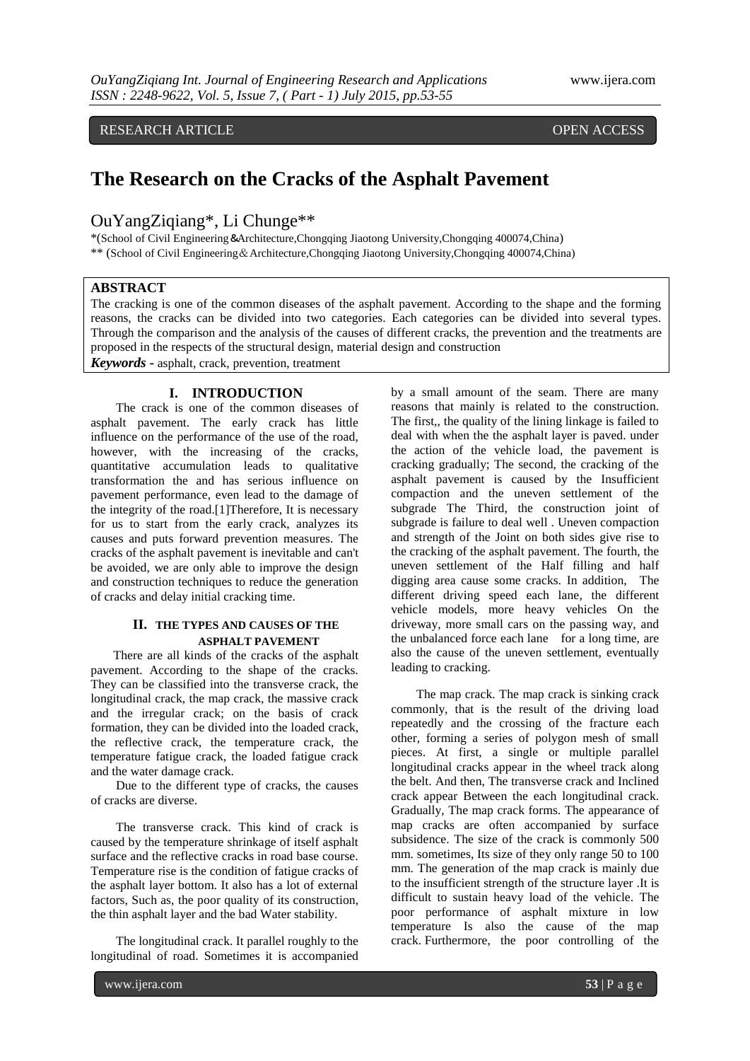RESEARCH ARTICLE OPEN ACCESS

# The Research on the Cracks of the Asphalt Pavement

OuYangZiqiang*, Li Chunge**

*(School of Civil Engineering&Architecture,Chongqing Jiaotong University,Chongqing 400074,China)
** (School of Civil Engineering&Architecture,Chongqing Jiaotong University,Chongqing 400074,China)

## ABSTRACT

The cracking is one of the common diseases of the asphalt pavement. According to the shape and the forming reasons, the cracks can be divided into two categories. Each categories can be divided into several types. Through the comparison and the analysis of the causes of different cracks, the prevention and the treatments are proposed in the respects of the structural design, material design and construction

***Keywords*** **-** asphalt, crack, prevention, treatment

## I. INTRODUCTION

The crack is one of the common diseases of asphalt pavement. The early crack has little influence on the performance of the use of the road, however, with the increasing of the cracks, quantitative accumulation leads to qualitative transformation the and has serious influence on pavement performance, even lead to the damage of the integrity of the road.[1]Therefore, It is necessary for us to start from the early crack, analyzes its causes and puts forward prevention measures. The cracks of the asphalt pavement is inevitable and can't be avoided, we are only able to improve the design and construction techniques to reduce the generation of cracks and delay initial cracking time.

## II. THE TYPES AND CAUSES OF THE ASPHALT PAVEMENT

There are all kinds of the cracks of the asphalt pavement. According to the shape of the cracks. They can be classified into the transverse crack, the longitudinal crack, the map crack, the massive crack and the irregular crack; on the basis of crack formation, they can be divided into the loaded crack, the reflective crack, the temperature crack, the temperature fatigue crack, the loaded fatigue crack and the water damage crack.

Due to the different type of cracks, the causes of cracks are diverse.

The transverse crack. This kind of crack is caused by the temperature shrinkage of itself asphalt surface and the reflective cracks in road base course. Temperature rise is the condition of fatigue cracks of the asphalt layer bottom. It also has a lot of external factors, Such as, the poor quality of its construction, the thin asphalt layer and the bad Water stability.

The longitudinal crack. It parallel roughly to the longitudinal of road. Sometimes it is accompanied by a small amount of the seam. There are many reasons that mainly is related to the construction. The first,, the quality of the lining linkage is failed to deal with when the the asphalt layer is paved. under the action of the vehicle load, the pavement is cracking gradually; The second, the cracking of the asphalt pavement is caused by the Insufficient compaction and the uneven settlement of the subgrade The Third, the construction joint of subgrade is failure to deal well . Uneven compaction and strength of the Joint on both sides give rise to the cracking of the asphalt pavement. The fourth, the uneven settlement of the Half filling and half digging area cause some cracks. In addition, The different driving speed each lane, the different vehicle models, more heavy vehicles On the driveway, more small cars on the passing way, and the unbalanced force each lane for a long time, are also the cause of the uneven settlement, eventually leading to cracking.

The map crack. The map crack is sinking crack commonly, that is the result of the driving load repeatedly and the crossing of the fracture each other, forming a series of polygon mesh of small pieces. At first, a single or multiple parallel longitudinal cracks appear in the wheel track along the belt. And then, The transverse crack and Inclined crack appear Between the each longitudinal crack. Gradually, The map crack forms. The appearance of map cracks are often accompanied by surface subsidence. The size of the crack is commonly 500 mm. sometimes, Its size of they only range 50 to 100 mm. The generation of the map crack is mainly due to the insufficient strength of the structure layer .It is difficult to sustain heavy load of the vehicle. The poor performance of asphalt mixture in low temperature Is also the cause of the map crack. Furthermore, the poor controlling of the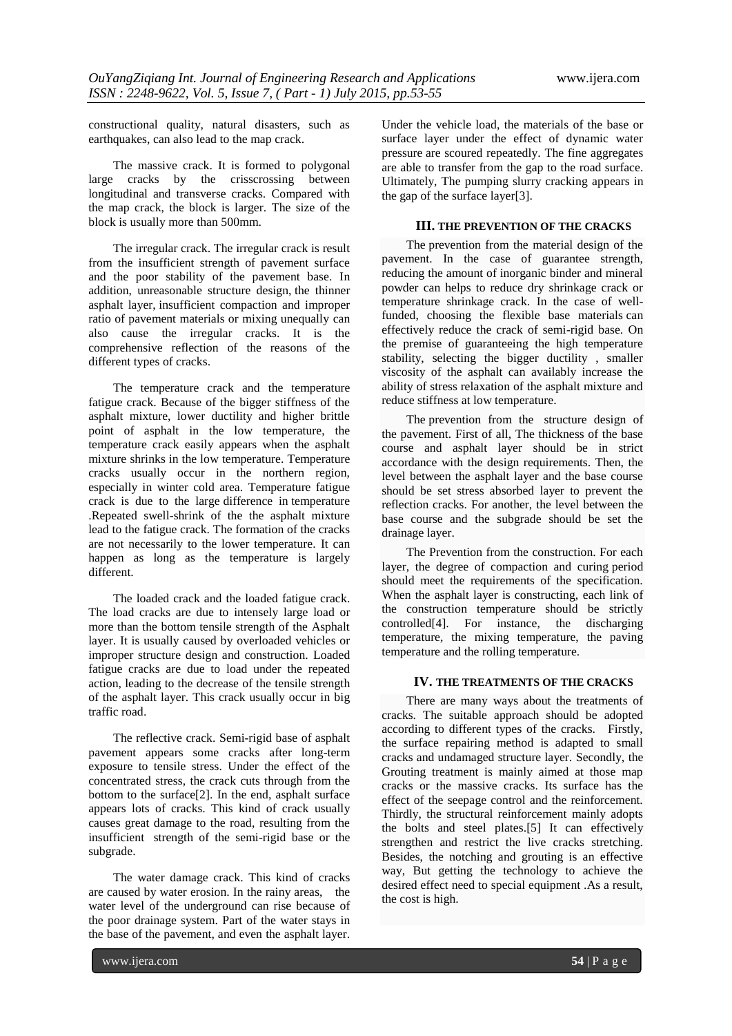constructional quality, natural disasters, such as earthquakes, can also lead to the map crack.

The massive crack. It is formed to polygonal large cracks by the crisscrossing between longitudinal and transverse cracks. Compared with the map crack, the block is larger. The size of the block is usually more than 500mm.

The irregular crack. The irregular crack is result from the insufficient strength of pavement surface and the poor stability of the pavement base. In addition, unreasonable structure design, the thinner asphalt layer, insufficient compaction and improper ratio of pavement materials or mixing unequally can also cause the irregular cracks. It is the comprehensive reflection of the reasons of the different types of cracks.

The temperature crack and the temperature fatigue crack. Because of the bigger stiffness of the asphalt mixture, lower ductility and higher brittle point of asphalt in the low temperature, the temperature crack easily appears when the asphalt mixture shrinks in the low temperature. Temperature cracks usually occur in the northern region, especially in winter cold area. Temperature fatigue crack is due to the large difference in temperature .Repeated swell-shrink of the the asphalt mixture lead to the fatigue crack. The formation of the cracks are not necessarily to the lower temperature. It can happen as long as the temperature is largely different.

The loaded crack and the loaded fatigue crack. The load cracks are due to intensely large load or more than the bottom tensile strength of the Asphalt layer. It is usually caused by overloaded vehicles or improper structure design and construction. Loaded fatigue cracks are due to load under the repeated action, leading to the decrease of the tensile strength of the asphalt layer. This crack usually occur in big traffic road.

The reflective crack. Semi-rigid base of asphalt pavement appears some cracks after long-term exposure to tensile stress. Under the effect of the concentrated stress, the crack cuts through from the bottom to the surface[2]. In the end, asphalt surface appears lots of cracks. This kind of crack usually causes great damage to the road, resulting from the insufficient strength of the semi-rigid base or the subgrade.

The water damage crack. This kind of cracks are caused by water erosion. In the rainy areas, the water level of the underground can rise because of the poor drainage system. Part of the water stays in the base of the pavement, and even the asphalt layer. Under the vehicle load, the materials of the base or surface layer under the effect of dynamic water pressure are scoured repeatedly. The fine aggregates are able to transfer from the gap to the road surface. Ultimately, The pumping slurry cracking appears in the gap of the surface layer[3].

## III. THE PREVENTION OF THE CRACKS

The prevention from the material design of the pavement. In the case of guarantee strength, reducing the amount of inorganic binder and mineral powder can helps to reduce dry shrinkage crack or temperature shrinkage crack. In the case of well-funded, choosing the flexible base materials can effectively reduce the crack of semi-rigid base. On the premise of guaranteeing the high temperature stability, selecting the bigger ductility , smaller viscosity of the asphalt can availably increase the ability of stress relaxation of the asphalt mixture and reduce stiffness at low temperature.

The prevention from the structure design of the pavement. First of all, The thickness of the base course and asphalt layer should be in strict accordance with the design requirements. Then, the level between the asphalt layer and the base course should be set stress absorbed layer to prevent the reflection cracks. For another, the level between the base course and the subgrade should be set the drainage layer.

The Prevention from the construction. For each layer, the degree of compaction and curing period should meet the requirements of the specification. When the asphalt layer is constructing, each link of the construction temperature should be strictly controlled[4]. For instance, the discharging temperature, the mixing temperature, the paving temperature and the rolling temperature.

## IV. THE TREATMENTS OF THE CRACKS

There are many ways about the treatments of cracks. The suitable approach should be adopted according to different types of the cracks. Firstly, the surface repairing method is adapted to small cracks and undamaged structure layer. Secondly, the Grouting treatment is mainly aimed at those map cracks or the massive cracks. Its surface has the effect of the seepage control and the reinforcement. Thirdly, the structural reinforcement mainly adopts the bolts and steel plates.[5] It can effectively strengthen and restrict the live cracks stretching. Besides, the notching and grouting is an effective way, But getting the technology to achieve the desired effect need to special equipment .As a result, the cost is high.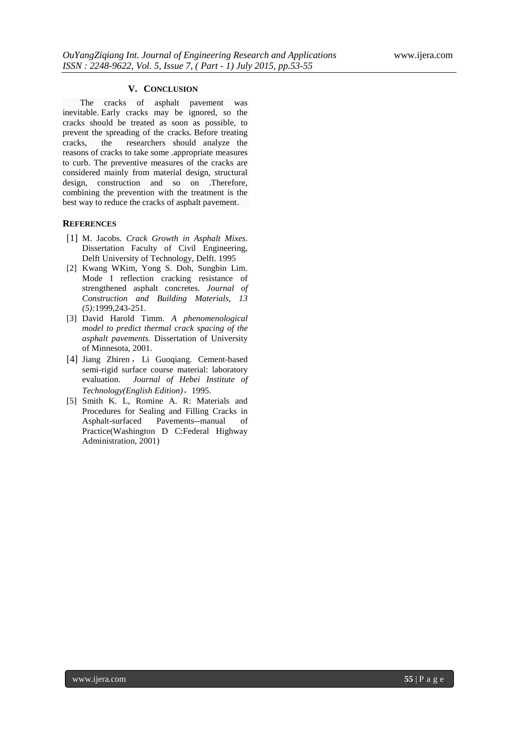## V. CONCLUSION

The cracks of asphalt pavement was inevitable. Early cracks may be ignored, so the cracks should be treated as soon as possible, to prevent the spreading of the cracks. Before treating cracks, the researchers should analyze the reasons of cracks to take some .appropriate measures to curb. The preventive measures of the cracks are considered mainly from material design, structural design, construction and so on .Therefore, combining the prevention with the treatment is the best way to reduce the cracks of asphalt pavement.

## REFERENCES

[1] M. Jacobs. *Crack Growth in Asphalt Mixes.* Dissertation Faculty of Civil Engineering, Delft University of Technology, Delft. 1995

[2] Kwang WKim, Yong S. Doh, Sungbin Lim. Mode I reflection cracking resistance of strengthened asphalt concretes. *Journal of Construction and Building Materials, 13 (5):*1999,243-251.

[3] David Harold Timm. *A phenomenological model to predict thermal crack spacing of the asphalt pavements.* Dissertation of University of Minnesota, 2001.

[4] Jiang Zhiren，Li Guoqiang. Cement-based semi-rigid surface course material: laboratory evaluation. *Journal of Hebei Institute of Technology(English Edition)*，1995.

[5] Smith K. L, Romine A. R: Materials and Procedures for Sealing and Filling Cracks in Asphalt-surfaced Pavements--manual of Practice(Washington D C:Federal Highway Administration, 2001)